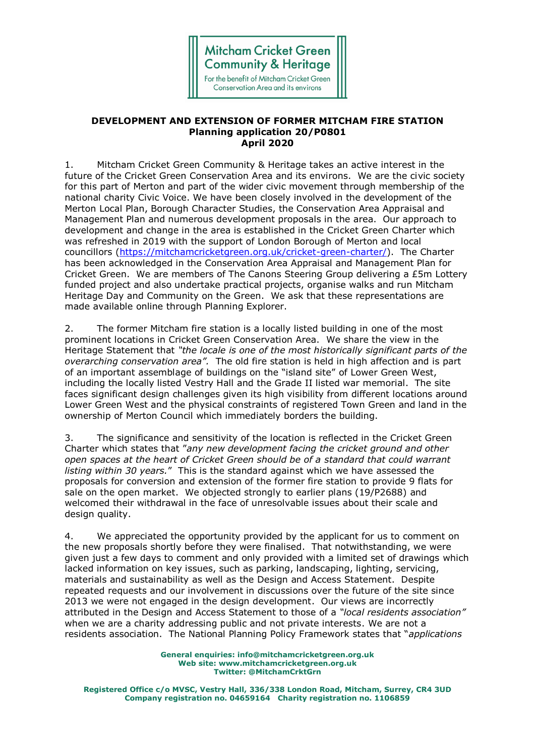Mitcham Cricket Green Community & Heritage

For the benefit of Mitcham Cricket Green Conservation Area and its environs

**DEVELOPMENT AND EXTENSION OF FORMER MITCHAM FIRE STATION**
**Planning application 20/P0801**
**April 2020**

1. Mitcham Cricket Green Community & Heritage takes an active interest in the future of the Cricket Green Conservation Area and its environs. We are the civic society for this part of Merton and part of the wider civic movement through membership of the national charity Civic Voice. We have been closely involved in the development of the Merton Local Plan, Borough Character Studies, the Conservation Area Appraisal and Management Plan and numerous development proposals in the area. Our approach to development and change in the area is established in the Cricket Green Charter which was refreshed in 2019 with the support of London Borough of Merton and local councillors (https://mitchamcricketgreen.org.uk/cricket-green-charter/). The Charter has been acknowledged in the Conservation Area Appraisal and Management Plan for Cricket Green. We are members of The Canons Steering Group delivering a £5m Lottery funded project and also undertake practical projects, organise walks and run Mitcham Heritage Day and Community on the Green. We ask that these representations are made available online through Planning Explorer.

2. The former Mitcham fire station is a locally listed building in one of the most prominent locations in Cricket Green Conservation Area. We share the view in the Heritage Statement that *"the locale is one of the most historically significant parts of the overarching conservation area".* The old fire station is held in high affection and is part of an important assemblage of buildings on the "island site" of Lower Green West, including the locally listed Vestry Hall and the Grade II listed war memorial. The site faces significant design challenges given its high visibility from different locations around Lower Green West and the physical constraints of registered Town Green and land in the ownership of Merton Council which immediately borders the building.

3. The significance and sensitivity of the location is reflected in the Cricket Green Charter which states that "*any new development facing the cricket ground and other open spaces at the heart of Cricket Green should be of a standard that could warrant listing within 30 years.*" This is the standard against which we have assessed the proposals for conversion and extension of the former fire station to provide 9 flats for sale on the open market. We objected strongly to earlier plans (19/P2688) and welcomed their withdrawal in the face of unresolvable issues about their scale and design quality.

4. We appreciated the opportunity provided by the applicant for us to comment on the new proposals shortly before they were finalised. That notwithstanding, we were given just a few days to comment and only provided with a limited set of drawings which lacked information on key issues, such as parking, landscaping, lighting, servicing, materials and sustainability as well as the Design and Access Statement. Despite repeated requests and our involvement in discussions over the future of the site since 2013 we were not engaged in the design development. Our views are incorrectly attributed in the Design and Access Statement to those of a *"local residents association"* when we are a charity addressing public and not private interests. We are not a residents association. The National Planning Policy Framework states that "*applications*

**General enquiries: info@mitchamcricketgreen.org.uk**
**Web site: www.mitchamcricketgreen.org.uk**
**Twitter: @MitchamCrktGrn**

**Registered Office c/o MVSC, Vestry Hall, 336/338 London Road, Mitcham, Surrey, CR4 3UD**
**Company registration no. 04659164 Charity registration no. 1106859**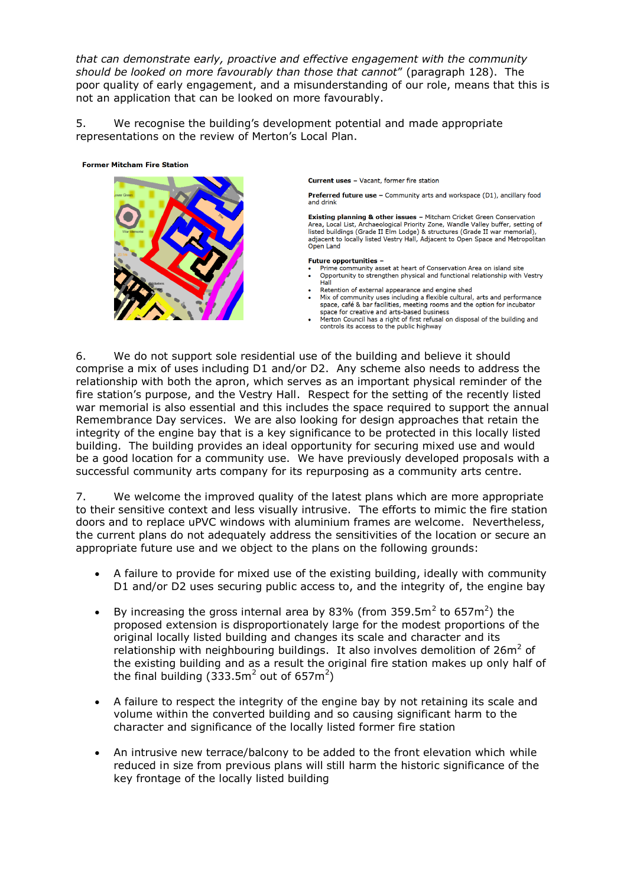*that can demonstrate early, proactive and effective engagement with the community should be looked on more favourably than those that cannot*" (paragraph 128). The poor quality of early engagement, and a misunderstanding of our role, means that this is not an application that can be looked on more favourably.

5. We recognise the building's development potential and made appropriate representations on the review of Merton's Local Plan.

**Former Mitcham Fire Station**

**Current uses** – Vacant, former fire station

**Preferred future use** – Community arts and workspace (D1), ancillary food and drink

**Existing planning & other issues** – Mitcham Cricket Green Conservation Area, Local List, Archaeological Priority Zone, Wandle Valley buffer, setting of listed buildings (Grade II Elm Lodge) & structures (Grade II war memorial), adjacent to locally listed Vestry Hall, Adjacent to Open Space and Metropolitan Open Land

**Future opportunities** –

- Prime community asset at heart of Conservation Area on island site
- Opportunity to strengthen physical and functional relationship with Vestry Hall
- Retention of external appearance and engine shed
- Mix of community uses including a flexible cultural, arts and performance space, café & bar facilities, meeting rooms and the option for incubator space for creative and arts-based business
- Merton Council has a right of first refusal on disposal of the building and controls its access to the public highway

6. We do not support sole residential use of the building and believe it should comprise a mix of uses including D1 and/or D2. Any scheme also needs to address the relationship with both the apron, which serves as an important physical reminder of the fire station's purpose, and the Vestry Hall. Respect for the setting of the recently listed war memorial is also essential and this includes the space required to support the annual Remembrance Day services. We are also looking for design approaches that retain the integrity of the engine bay that is a key significance to be protected in this locally listed building. The building provides an ideal opportunity for securing mixed use and would be a good location for a community use. We have previously developed proposals with a successful community arts company for its repurposing as a community arts centre.

7. We welcome the improved quality of the latest plans which are more appropriate to their sensitive context and less visually intrusive. The efforts to mimic the fire station doors and to replace uPVC windows with aluminium frames are welcome. Nevertheless, the current plans do not adequately address the sensitivities of the location or secure an appropriate future use and we object to the plans on the following grounds:

- A failure to provide for mixed use of the existing building, ideally with community D1 and/or D2 uses securing public access to, and the integrity of, the engine bay
- By increasing the gross internal area by 83% (from 359.5m$^2$ to 657m$^2$) the proposed extension is disproportionately large for the modest proportions of the original locally listed building and changes its scale and character and its relationship with neighbouring buildings. It also involves demolition of 26m$^2$ of the existing building and as a result the original fire station makes up only half of the final building (333.5m$^2$ out of 657m$^2$)
- A failure to respect the integrity of the engine bay by not retaining its scale and volume within the converted building and so causing significant harm to the character and significance of the locally listed former fire station
- An intrusive new terrace/balcony to be added to the front elevation which while reduced in size from previous plans will still harm the historic significance of the key frontage of the locally listed building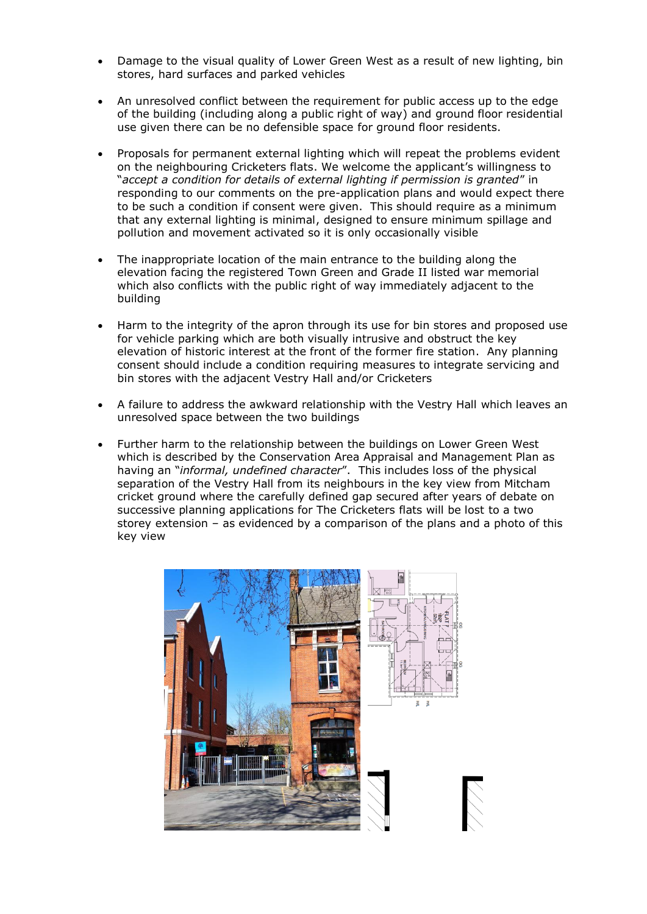- Damage to the visual quality of Lower Green West as a result of new lighting, bin stores, hard surfaces and parked vehicles

- An unresolved conflict between the requirement for public access up to the edge of the building (including along a public right of way) and ground floor residential use given there can be no defensible space for ground floor residents.

- Proposals for permanent external lighting which will repeat the problems evident on the neighbouring Cricketers flats. We welcome the applicant's willingness to "*accept a condition for details of external lighting if permission is granted*" in responding to our comments on the pre-application plans and would expect there to be such a condition if consent were given. This should require as a minimum that any external lighting is minimal, designed to ensure minimum spillage and pollution and movement activated so it is only occasionally visible

- The inappropriate location of the main entrance to the building along the elevation facing the registered Town Green and Grade II listed war memorial which also conflicts with the public right of way immediately adjacent to the building

- Harm to the integrity of the apron through its use for bin stores and proposed use for vehicle parking which are both visually intrusive and obstruct the key elevation of historic interest at the front of the former fire station. Any planning consent should include a condition requiring measures to integrate servicing and bin stores with the adjacent Vestry Hall and/or Cricketers

- A failure to address the awkward relationship with the Vestry Hall which leaves an unresolved space between the two buildings

- Further harm to the relationship between the buildings on Lower Green West which is described by the Conservation Area Appraisal and Management Plan as having an "*informal, undefined character*". This includes loss of the physical separation of the Vestry Hall from its neighbours in the key view from Mitcham cricket ground where the carefully defined gap secured after years of debate on successive planning applications for The Cricketers flats will be lost to a two storey extension – as evidenced by a comparison of the plans and a photo of this key view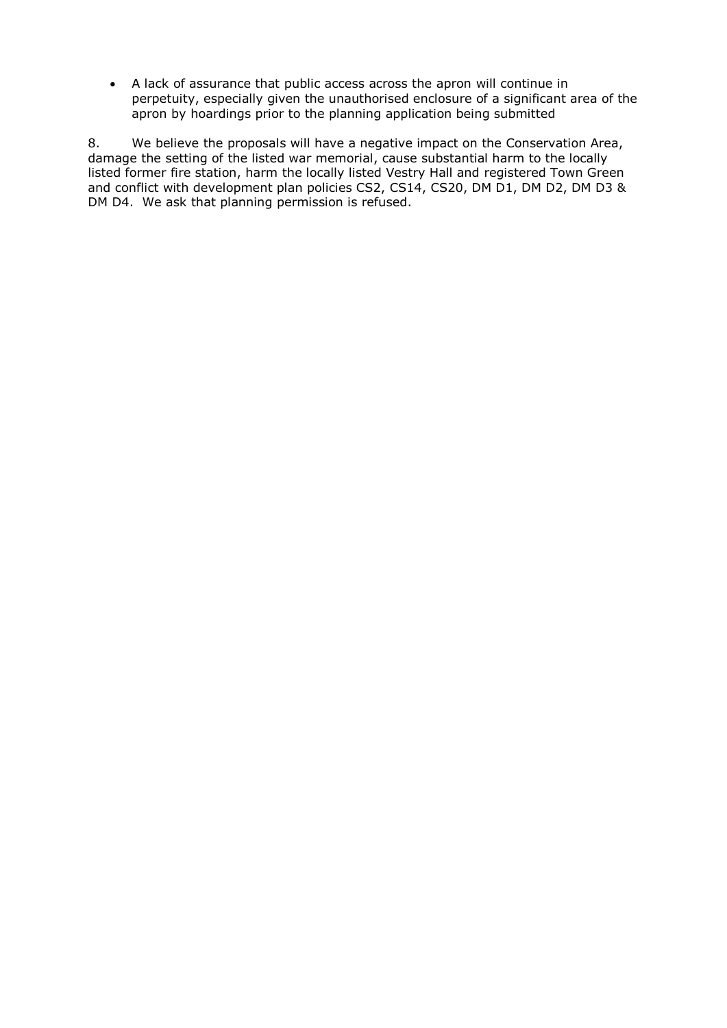- A lack of assurance that public access across the apron will continue in perpetuity, especially given the unauthorised enclosure of a significant area of the apron by hoardings prior to the planning application being submitted

8. We believe the proposals will have a negative impact on the Conservation Area, damage the setting of the listed war memorial, cause substantial harm to the locally listed former fire station, harm the locally listed Vestry Hall and registered Town Green and conflict with development plan policies CS2, CS14, CS20, DM D1, DM D2, DM D3 & DM D4. We ask that planning permission is refused.